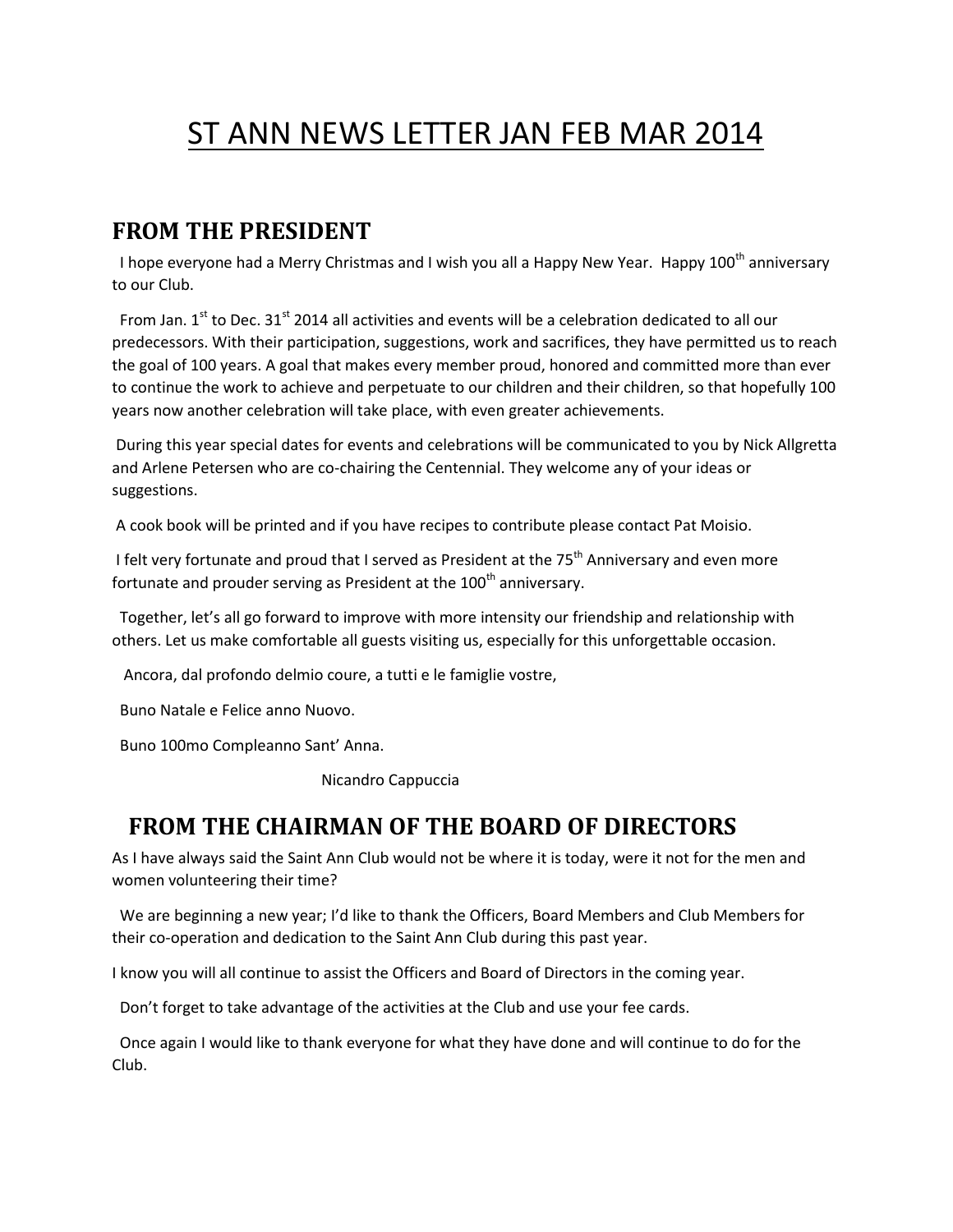# ST ANN NEWS LETTER JAN FEB MAR 2014

## FROM THE PRESIDENT

I hope everyone had a Merry Christmas and I wish you all a Happy New Year. Happy 100th anniversary to our Club.

From Jan. 1st to Dec. 31st 2014 all activities and events will be a celebration dedicated to all our predecessors. With their participation, suggestions, work and sacrifices, they have permitted us to reach the goal of 100 years. A goal that makes every member proud, honored and committed more than ever to continue the work to achieve and perpetuate to our children and their children, so that hopefully 100 years now another celebration will take place, with even greater achievements.

During this year special dates for events and celebrations will be communicated to you by Nick Allgretta and Arlene Petersen who are co-chairing the Centennial. They welcome any of your ideas or suggestions.

A cook book will be printed and if you have recipes to contribute please contact Pat Moisio.

I felt very fortunate and proud that I served as President at the 75th Anniversary and even more fortunate and prouder serving as President at the 100th anniversary.

Together, let's all go forward to improve with more intensity our friendship and relationship with others. Let us make comfortable all guests visiting us, especially for this unforgettable occasion.

Ancora, dal profondo delmio coure, a tutti e le famiglie vostre,

Buno Natale e Felice anno Nuovo.

Buno 100mo Compleanno Sant' Anna.

Nicandro Cappuccia

## FROM THE CHAIRMAN OF THE BOARD OF DIRECTORS

As I have always said the Saint Ann Club would not be where it is today, were it not for the men and women volunteering their time?

We are beginning a new year; I'd like to thank the Officers, Board Members and Club Members for their co-operation and dedication to the Saint Ann Club during this past year.

I know you will all continue to assist the Officers and Board of Directors in the coming year.

Don't forget to take advantage of the activities at the Club and use your fee cards.

Once again I would like to thank everyone for what they have done and will continue to do for the Club.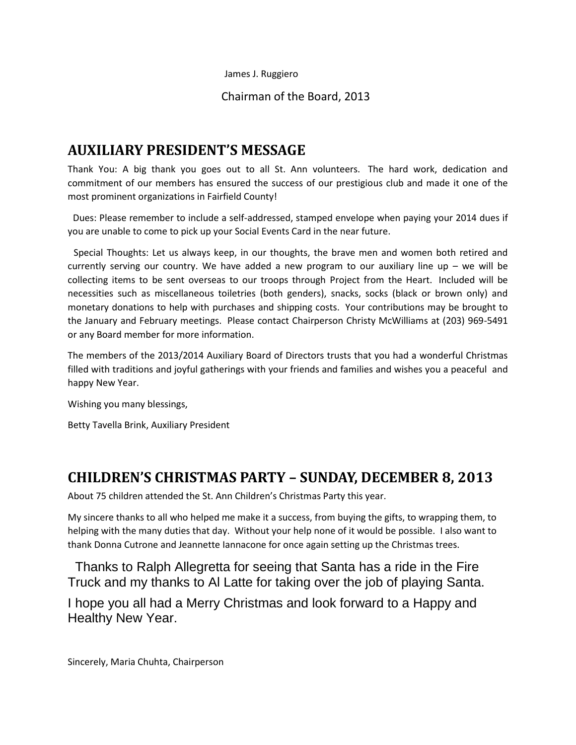James J. Ruggiero

Chairman of the Board, 2013

## AUXILIARY PRESIDENT'S MESSAGE

Thank You: A big thank you goes out to all St. Ann volunteers. The hard work, dedication and commitment of our members has ensured the success of our prestigious club and made it one of the most prominent organizations in Fairfield County!

Dues: Please remember to include a self-addressed, stamped envelope when paying your 2014 dues if you are unable to come to pick up your Social Events Card in the near future.

Special Thoughts: Let us always keep, in our thoughts, the brave men and women both retired and currently serving our country. We have added a new program to our auxiliary line up – we will be collecting items to be sent overseas to our troops through Project from the Heart. Included will be necessities such as miscellaneous toiletries (both genders), snacks, socks (black or brown only) and monetary donations to help with purchases and shipping costs. Your contributions may be brought to the January and February meetings. Please contact Chairperson Christy McWilliams at (203) 969-5491 or any Board member for more information.

The members of the 2013/2014 Auxiliary Board of Directors trusts that you had a wonderful Christmas filled with traditions and joyful gatherings with your friends and families and wishes you a peaceful and happy New Year.

Wishing you many blessings,

Betty Tavella Brink, Auxiliary President

## CHILDREN'S CHRISTMAS PARTY – SUNDAY, DECEMBER 8, 2013

About 75 children attended the St. Ann Children's Christmas Party this year.

My sincere thanks to all who helped me make it a success, from buying the gifts, to wrapping them, to helping with the many duties that day. Without your help none of it would be possible. I also want to thank Donna Cutrone and Jeannette Iannacone for once again setting up the Christmas trees.

Thanks to Ralph Allegretta for seeing that Santa has a ride in the Fire Truck and my thanks to Al Latte for taking over the job of playing Santa.

I hope you all had a Merry Christmas and look forward to a Happy and Healthy New Year.

Sincerely, Maria Chuhta, Chairperson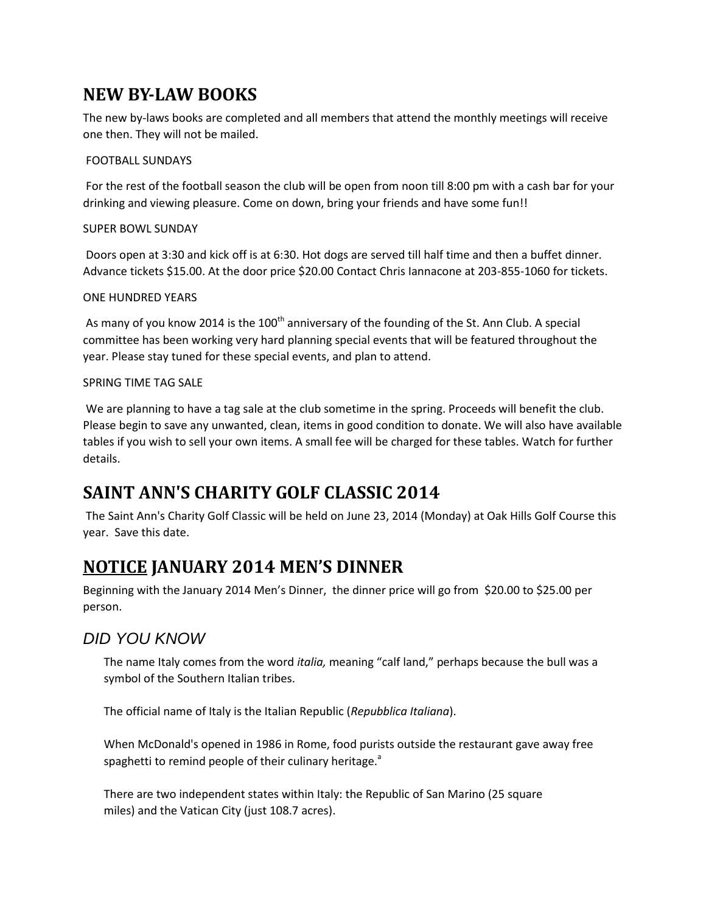## NEW BY-LAW BOOKS

The new by-laws books are completed and all members that attend the monthly meetings will receive one then. They will not be mailed.

FOOTBALL SUNDAYS

For the rest of the football season the club will be open from noon till 8:00 pm with a cash bar for your drinking and viewing pleasure. Come on down, bring your friends and have some fun!!

SUPER BOWL SUNDAY

Doors open at 3:30 and kick off is at 6:30. Hot dogs are served till half time and then a buffet dinner. Advance tickets $15.00. At the door price $20.00 Contact Chris Iannacone at 203-855-1060 for tickets.

ONE HUNDRED YEARS

As many of you know 2014 is the 100th anniversary of the founding of the St. Ann Club. A special committee has been working very hard planning special events that will be featured throughout the year. Please stay tuned for these special events, and plan to attend.

SPRING TIME TAG SALE

We are planning to have a tag sale at the club sometime in the spring. Proceeds will benefit the club. Please begin to save any unwanted, clean, items in good condition to donate. We will also have available tables if you wish to sell your own items. A small fee will be charged for these tables. Watch for further details.

## SAINT ANN'S CHARITY GOLF CLASSIC 2014

The Saint Ann's Charity Golf Classic will be held on June 23, 2014 (Monday) at Oak Hills Golf Course this year. Save this date.

## NOTICE JANUARY 2014 MEN'S DINNER

Beginning with the January 2014 Men's Dinner, the dinner price will go from $20.00 to $25.00 per person.

### *DID YOU KNOW*

The name Italy comes from the word *italia,* meaning "calf land," perhaps because the bull was a symbol of the Southern Italian tribes.

The official name of Italy is the Italian Republic (*Repubblica Italiana*).

When McDonald's opened in 1986 in Rome, food purists outside the restaurant gave away free spaghetti to remind people of their culinary heritage.[a]

There are two independent states within Italy: the Republic of San Marino (25 square miles) and the Vatican City (just 108.7 acres).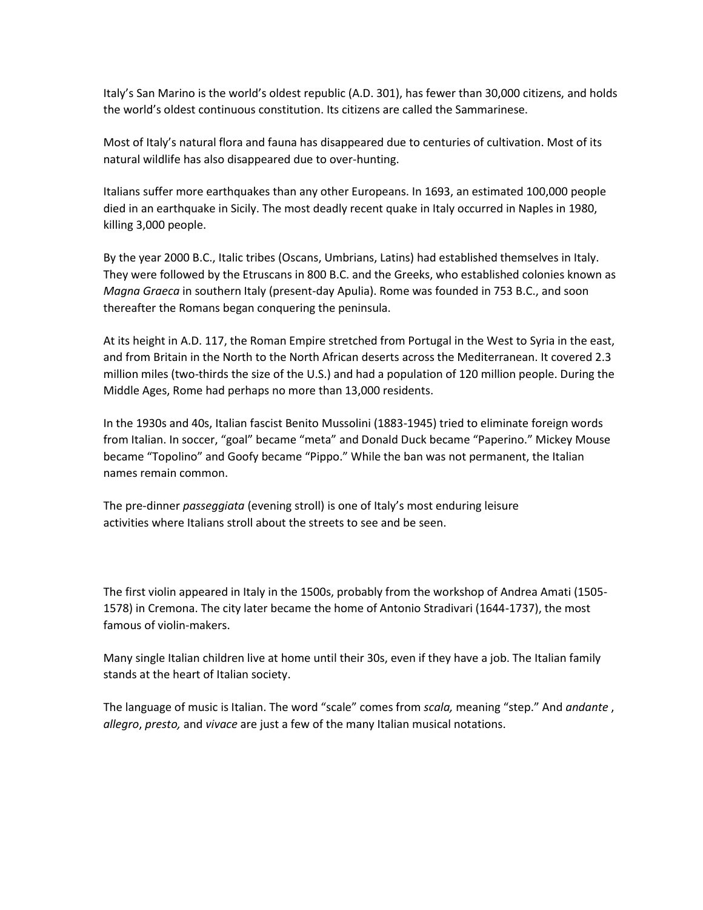Italy's San Marino is the world's oldest republic (A.D. 301), has fewer than 30,000 citizens, and holds the world's oldest continuous constitution. Its citizens are called the Sammarinese.

Most of Italy's natural flora and fauna has disappeared due to centuries of cultivation. Most of its natural wildlife has also disappeared due to over-hunting.

Italians suffer more earthquakes than any other Europeans. In 1693, an estimated 100,000 people died in an earthquake in Sicily. The most deadly recent quake in Italy occurred in Naples in 1980, killing 3,000 people.

By the year 2000 B.C., Italic tribes (Oscans, Umbrians, Latins) had established themselves in Italy. They were followed by the Etruscans in 800 B.C. and the Greeks, who established colonies known as *Magna Graeca* in southern Italy (present-day Apulia). Rome was founded in 753 B.C., and soon thereafter the Romans began conquering the peninsula.

At its height in A.D. 117, the Roman Empire stretched from Portugal in the West to Syria in the east, and from Britain in the North to the North African deserts across the Mediterranean. It covered 2.3 million miles (two-thirds the size of the U.S.) and had a population of 120 million people. During the Middle Ages, Rome had perhaps no more than 13,000 residents.

In the 1930s and 40s, Italian fascist Benito Mussolini (1883-1945) tried to eliminate foreign words from Italian. In soccer, "goal" became "meta" and Donald Duck became "Paperino." Mickey Mouse became "Topolino" and Goofy became "Pippo." While the ban was not permanent, the Italian names remain common.

The pre-dinner *passeggiata* (evening stroll) is one of Italy's most enduring leisure activities where Italians stroll about the streets to see and be seen.

The first violin appeared in Italy in the 1500s, probably from the workshop of Andrea Amati (1505-1578) in Cremona. The city later became the home of Antonio Stradivari (1644-1737), the most famous of violin-makers.

Many single Italian children live at home until their 30s, even if they have a job. The Italian family stands at the heart of Italian society.

The language of music is Italian. The word "scale" comes from *scala,* meaning "step." And *andante* , *allegro*, *presto,* and *vivace* are just a few of the many Italian musical notations.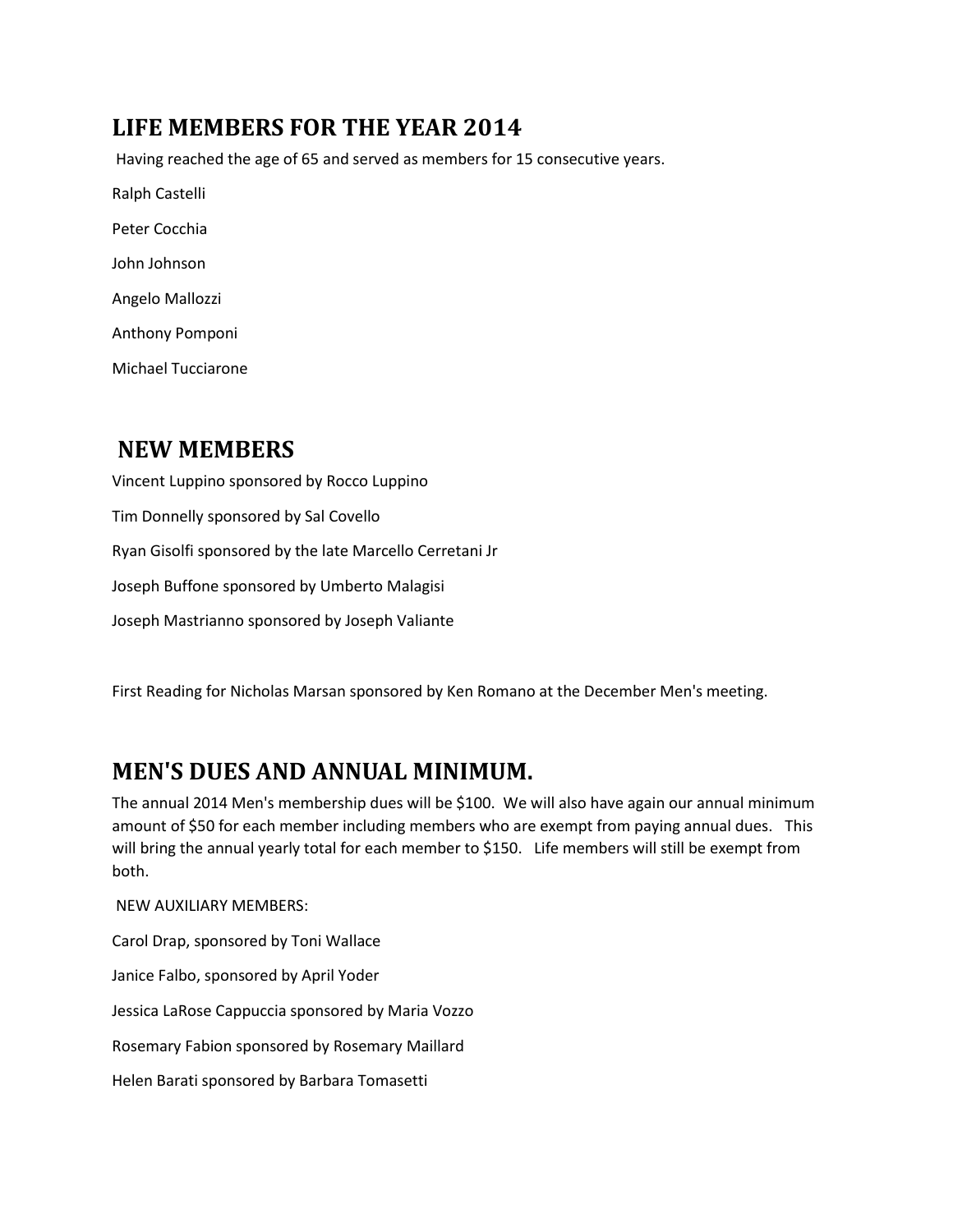## LIFE MEMBERS FOR THE YEAR 2014

Having reached the age of 65 and served as members for 15 consecutive years.

Ralph Castelli

Peter Cocchia

John Johnson

Angelo Mallozzi

Anthony Pomponi

Michael Tucciarone

## NEW MEMBERS

Vincent Luppino sponsored by Rocco Luppino

Tim Donnelly sponsored by Sal Covello

Ryan Gisolfi sponsored by the late Marcello Cerretani Jr

Joseph Buffone sponsored by Umberto Malagisi

Joseph Mastrianno sponsored by Joseph Valiante

First Reading for Nicholas Marsan sponsored by Ken Romano at the December Men's meeting.

## MEN'S DUES AND ANNUAL MINIMUM.

The annual 2014 Men's membership dues will be $100. We will also have again our annual minimum amount of $50 for each member including members who are exempt from paying annual dues. This will bring the annual yearly total for each member to $150. Life members will still be exempt from both.

NEW AUXILIARY MEMBERS:

Carol Drap, sponsored by Toni Wallace

Janice Falbo, sponsored by April Yoder

Jessica LaRose Cappuccia sponsored by Maria Vozzo

Rosemary Fabion sponsored by Rosemary Maillard

Helen Barati sponsored by Barbara Tomasetti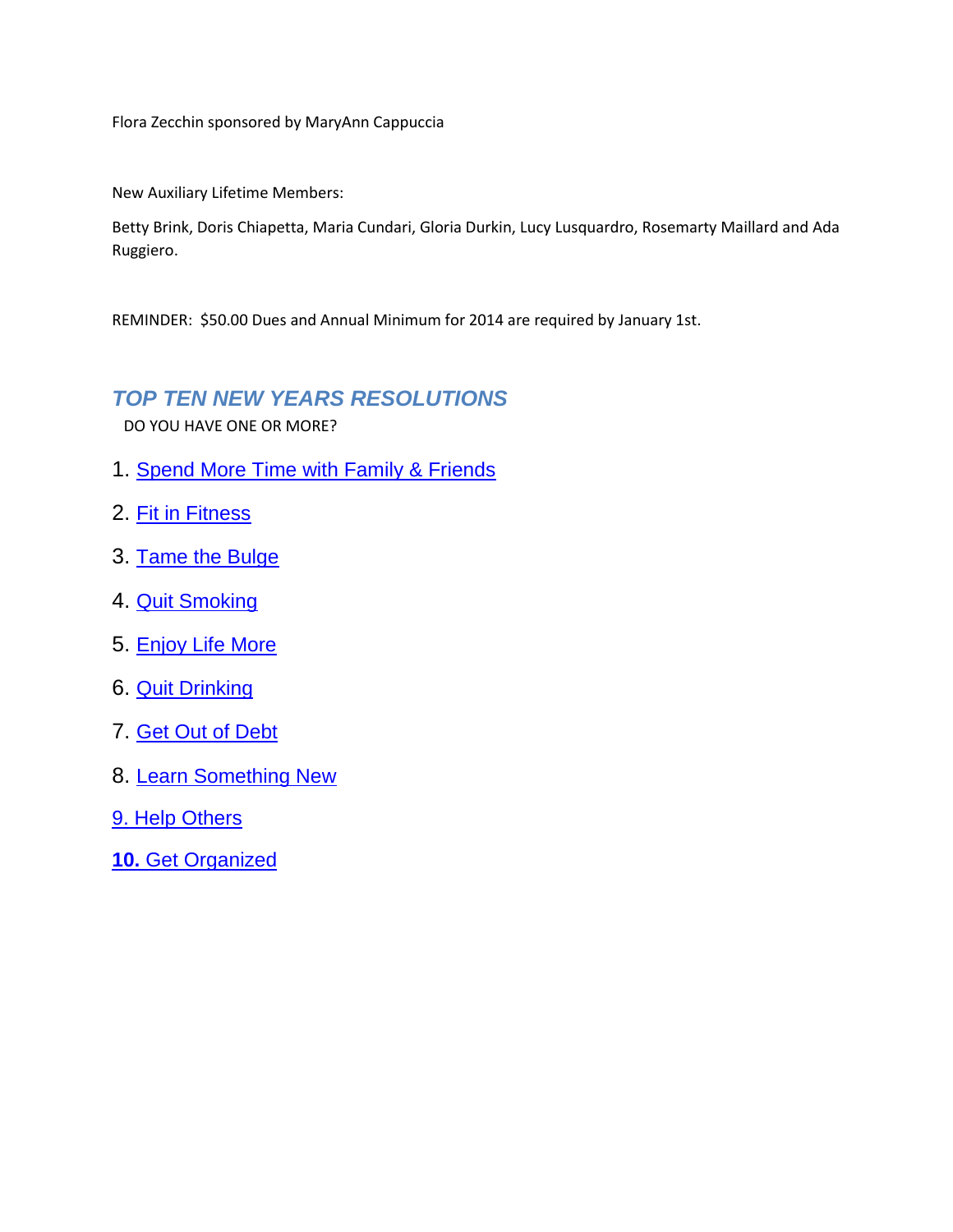Flora Zecchin sponsored by MaryAnn Cappuccia

New Auxiliary Lifetime Members:

Betty Brink, Doris Chiapetta, Maria Cundari, Gloria Durkin, Lucy Lusquardro, Rosemarty Maillard and Ada Ruggiero.

REMINDER: $50.00 Dues and Annual Minimum for 2014 are required by January 1st.

## *TOP TEN NEW YEARS RESOLUTIONS*

DO YOU HAVE ONE OR MORE?

1. Spend More Time with Family & Friends
2. Fit in Fitness
3. Tame the Bulge
4. Quit Smoking
5. Enjoy Life More
6. Quit Drinking
7. Get Out of Debt
8. Learn Something New
9. Help Others
10. Get Organized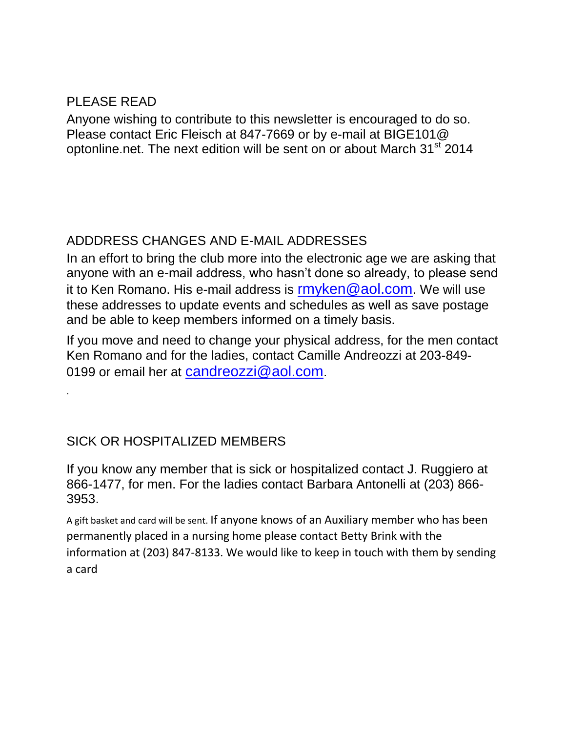## PLEASE READ

Anyone wishing to contribute to this newsletter is encouraged to do so. Please contact Eric Fleisch at 847-7669 or by e-mail at BIGE101@ optonline.net. The next edition will be sent on or about March 31st 2014

## ADDDRESS CHANGES AND E-MAIL ADDRESSES

In an effort to bring the club more into the electronic age we are asking that anyone with an e-mail address, who hasn't done so already, to please send it to Ken Romano. His e-mail address is rmyken@aol.com. We will use these addresses to update events and schedules as well as save postage and be able to keep members informed on a timely basis.

If you move and need to change your physical address, for the men contact Ken Romano and for the ladies, contact Camille Andreozzi at 203-849-0199 or email her at candreozzi@aol.com.

.

## SICK OR HOSPITALIZED MEMBERS

If you know any member that is sick or hospitalized contact J. Ruggiero at 866-1477, for men. For the ladies contact Barbara Antonelli at (203) 866-3953.

A gift basket and card will be sent. If anyone knows of an Auxiliary member who has been permanently placed in a nursing home please contact Betty Brink with the information at (203) 847-8133. We would like to keep in touch with them by sending a card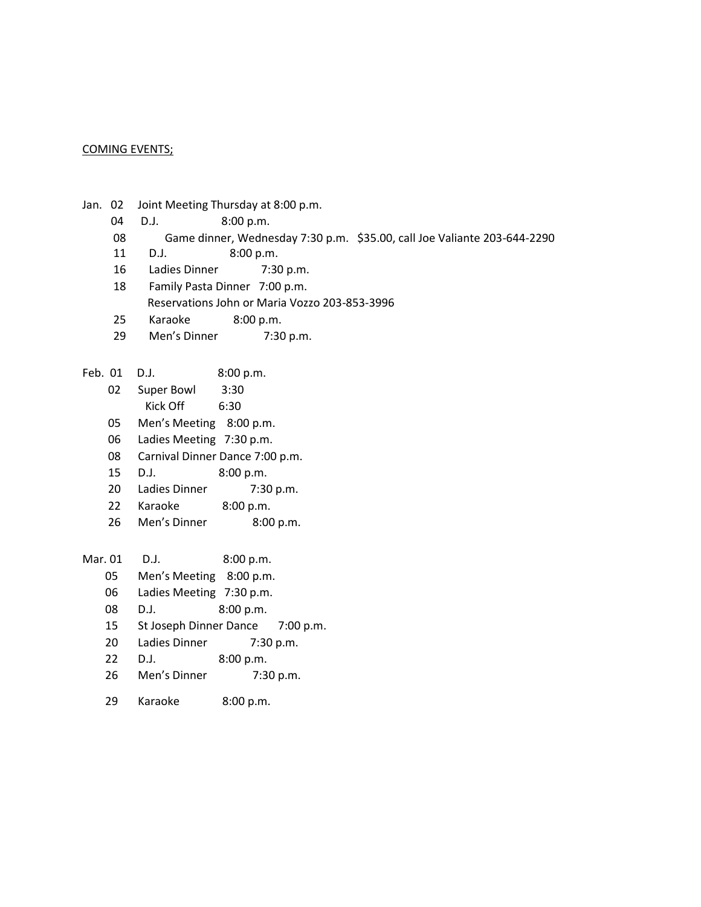COMING EVENTS;

Jan. 02 Joint Meeting Thursday at 8:00 p.m.
04 D.J. 8:00 p.m.
08 Game dinner, Wednesday 7:30 p.m. $35.00, call Joe Valiante 203-644-2290
11 D.J. 8:00 p.m.
16 Ladies Dinner 7:30 p.m.
18 Family Pasta Dinner 7:00 p.m.
Reservations John or Maria Vozzo 203-853-3996
25 Karaoke 8:00 p.m.
29 Men's Dinner 7:30 p.m.

Feb. 01 D.J. 8:00 p.m.
02 Super Bowl 3:30
Kick Off 6:30
05 Men's Meeting 8:00 p.m.
06 Ladies Meeting 7:30 p.m.
08 Carnival Dinner Dance 7:00 p.m.
15 D.J. 8:00 p.m.
20 Ladies Dinner 7:30 p.m.
22 Karaoke 8:00 p.m.
26 Men's Dinner 8:00 p.m.

Mar. 01 D.J. 8:00 p.m.
05 Men's Meeting 8:00 p.m.
06 Ladies Meeting 7:30 p.m.
08 D.J. 8:00 p.m.
15 St Joseph Dinner Dance 7:00 p.m.
20 Ladies Dinner 7:30 p.m.
22 D.J. 8:00 p.m.
26 Men's Dinner 7:30 p.m.
29 Karaoke 8:00 p.m.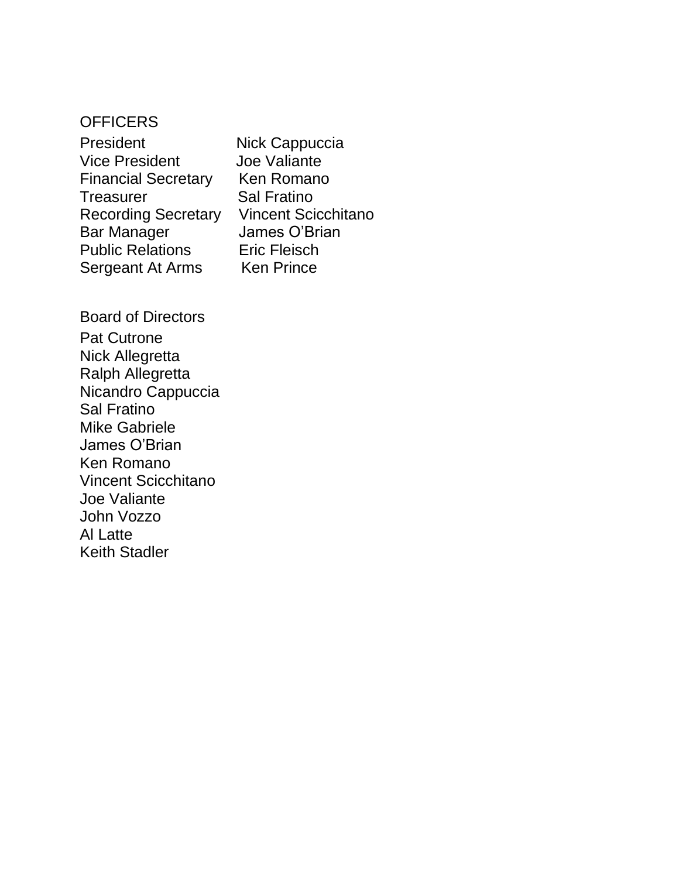## OFFICERS

| | |
|---|---|
| President | Nick Cappuccia |
| Vice President | Joe Valiante |
| Financial Secretary | Ken Romano |
| Treasurer | Sal Fratino |
| Recording Secretary | Vincent Scicchitano |
| Bar Manager | James O'Brian |
| Public Relations | Eric Fleisch |
| Sergeant At Arms | Ken Prince |

## Board of Directors

Pat Cutrone
Nick Allegretta
Ralph Allegretta
Nicandro Cappuccia
Sal Fratino
Mike Gabriele
James O'Brian
Ken Romano
Vincent Scicchitano
Joe Valiante
John Vozzo
Al Latte
Keith Stadler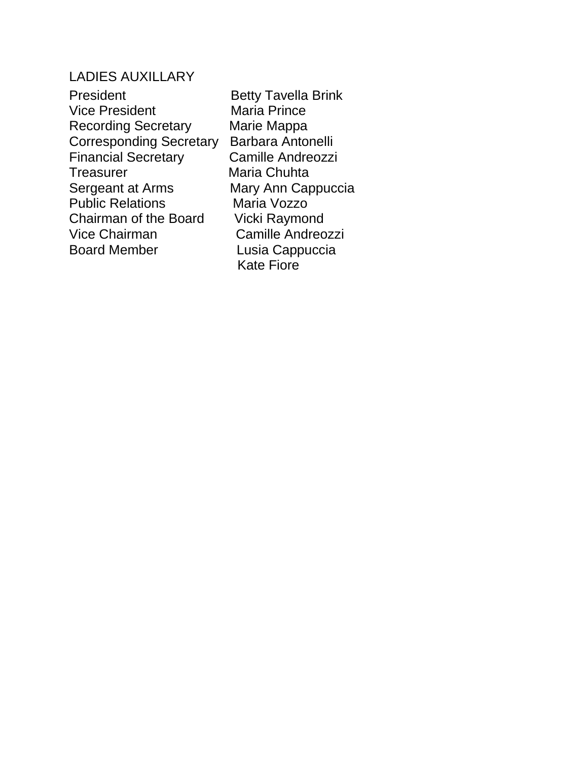LADIES AUXILLARY

| | |
|---|---|
| President | Betty Tavella Brink |
| Vice President | Maria Prince |
| Recording Secretary | Marie Mappa |
| Corresponding Secretary | Barbara Antonelli |
| Financial Secretary | Camille Andreozzi |
| Treasurer | Maria Chuhta |
| Sergeant at Arms | Mary Ann Cappuccia |
| Public Relations | Maria Vozzo |
| Chairman of the Board | Vicki Raymond |
| Vice Chairman | Camille Andreozzi |
| Board Member | Lusia Cappuccia |
| | Kate Fiore |